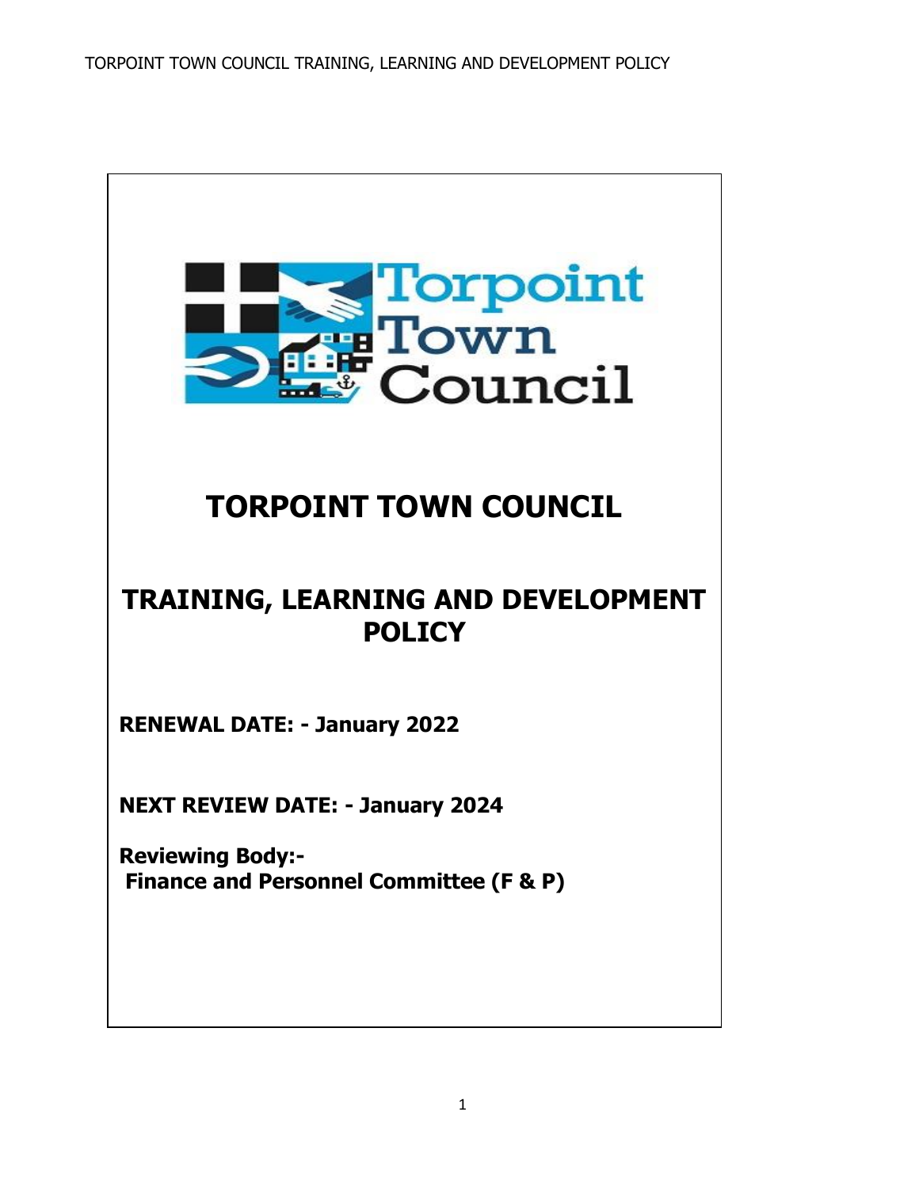# TORPOINT TOWN COUNCIL

## TRAINING, LEARNING AND DEVELOPMENT POLICY

**RENEWAL DATE: - January 2022**

**NEXT REVIEW DATE: - January 2024**

**Reviewing Body:-**
**Finance and Personnel Committee (F & P)**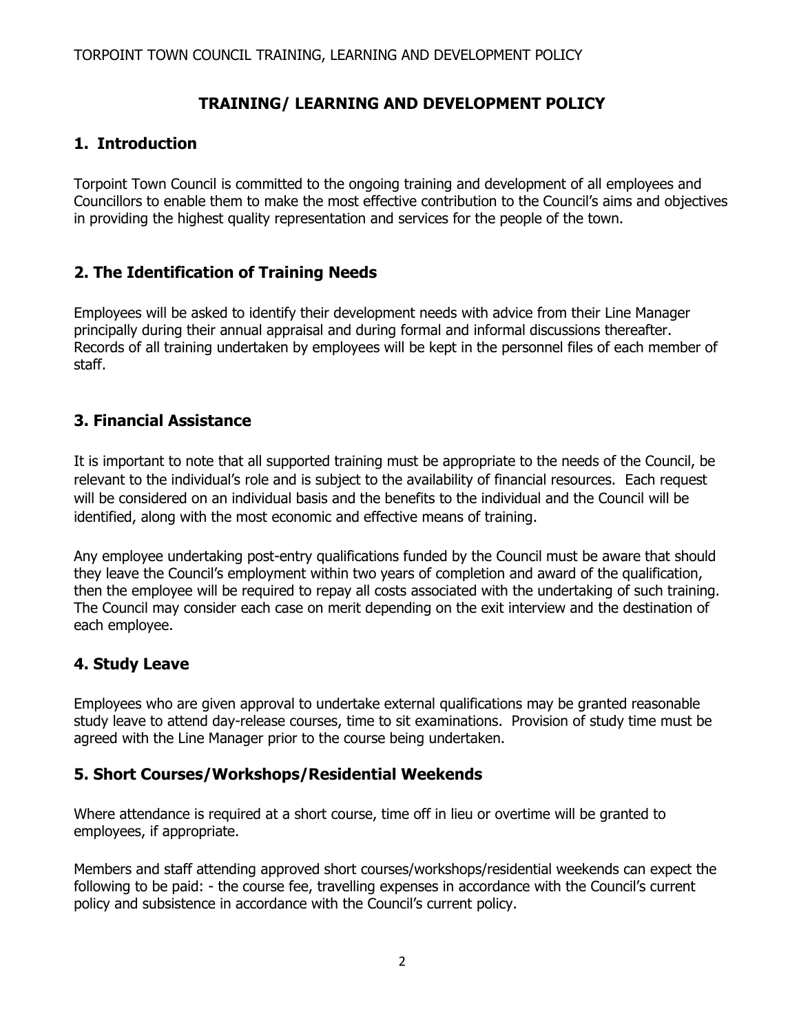# TRAINING/ LEARNING AND DEVELOPMENT POLICY

## 1. Introduction

Torpoint Town Council is committed to the ongoing training and development of all employees and Councillors to enable them to make the most effective contribution to the Council's aims and objectives in providing the highest quality representation and services for the people of the town.

## 2. The Identification of Training Needs

Employees will be asked to identify their development needs with advice from their Line Manager principally during their annual appraisal and during formal and informal discussions thereafter. Records of all training undertaken by employees will be kept in the personnel files of each member of staff.

## 3. Financial Assistance

It is important to note that all supported training must be appropriate to the needs of the Council, be relevant to the individual's role and is subject to the availability of financial resources. Each request will be considered on an individual basis and the benefits to the individual and the Council will be identified, along with the most economic and effective means of training.

Any employee undertaking post-entry qualifications funded by the Council must be aware that should they leave the Council's employment within two years of completion and award of the qualification, then the employee will be required to repay all costs associated with the undertaking of such training. The Council may consider each case on merit depending on the exit interview and the destination of each employee.

## 4. Study Leave

Employees who are given approval to undertake external qualifications may be granted reasonable study leave to attend day-release courses, time to sit examinations. Provision of study time must be agreed with the Line Manager prior to the course being undertaken.

## 5. Short Courses/Workshops/Residential Weekends

Where attendance is required at a short course, time off in lieu or overtime will be granted to employees, if appropriate.

Members and staff attending approved short courses/workshops/residential weekends can expect the following to be paid: - the course fee, travelling expenses in accordance with the Council's current policy and subsistence in accordance with the Council's current policy.